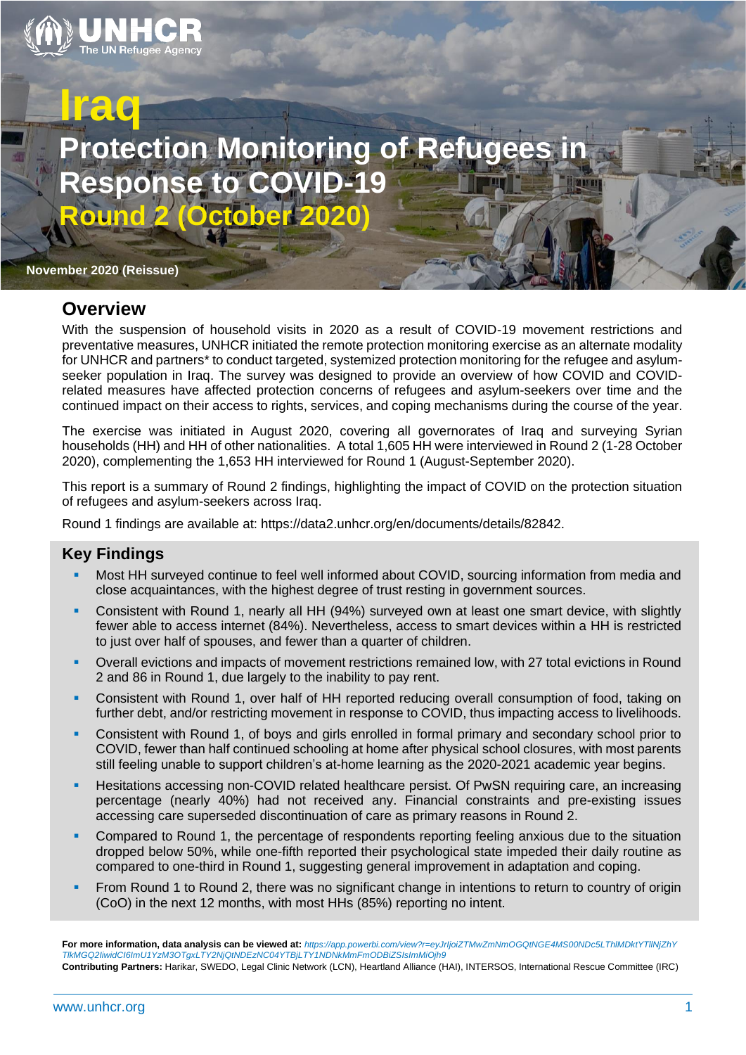UNHCR
The UN Refugee Agency

# Iraq

# Protection Monitoring of Refugees in Response to COVID-19

## Round 2 (October 2020)

November 2020 (Reissue)

## Overview

With the suspension of household visits in 2020 as a result of COVID-19 movement restrictions and preventative measures, UNHCR initiated the remote protection monitoring exercise as an alternate modality for UNHCR and partners* to conduct targeted, systemized protection monitoring for the refugee and asylum-seeker population in Iraq. The survey was designed to provide an overview of how COVID and COVID-related measures have affected protection concerns of refugees and asylum-seekers over time and the continued impact on their access to rights, services, and coping mechanisms during the course of the year.

The exercise was initiated in August 2020, covering all governorates of Iraq and surveying Syrian households (HH) and HH of other nationalities. A total 1,605 HH were interviewed in Round 2 (1-28 October 2020), complementing the 1,653 HH interviewed for Round 1 (August-September 2020).

This report is a summary of Round 2 findings, highlighting the impact of COVID on the protection situation of refugees and asylum-seekers across Iraq.

Round 1 findings are available at: https://data2.unhcr.org/en/documents/details/82842.

## Key Findings

- Most HH surveyed continue to feel well informed about COVID, sourcing information from media and close acquaintances, with the highest degree of trust resting in government sources.
- Consistent with Round 1, nearly all HH (94%) surveyed own at least one smart device, with slightly fewer able to access internet (84%). Nevertheless, access to smart devices within a HH is restricted to just over half of spouses, and fewer than a quarter of children.
- Overall evictions and impacts of movement restrictions remained low, with 27 total evictions in Round 2 and 86 in Round 1, due largely to the inability to pay rent.
- Consistent with Round 1, over half of HH reported reducing overall consumption of food, taking on further debt, and/or restricting movement in response to COVID, thus impacting access to livelihoods.
- Consistent with Round 1, of boys and girls enrolled in formal primary and secondary school prior to COVID, fewer than half continued schooling at home after physical school closures, with most parents still feeling unable to support children's at-home learning as the 2020-2021 academic year begins.
- Hesitations accessing non-COVID related healthcare persist. Of PwSN requiring care, an increasing percentage (nearly 40%) had not received any. Financial constraints and pre-existing issues accessing care superseded discontinuation of care as primary reasons in Round 2.
- Compared to Round 1, the percentage of respondents reporting feeling anxious due to the situation dropped below 50%, while one-fifth reported their psychological state impeded their daily routine as compared to one-third in Round 1, suggesting general improvement in adaptation and coping.
- From Round 1 to Round 2, there was no significant change in intentions to return to country of origin (CoO) in the next 12 months, with most HHs (85%) reporting no intent.

**For more information, data analysis can be viewed at:** *https://app.powerbi.com/view?r=eyJrIjoiZTMwZmNmOGQtNGE4MS00NDc5LThlMDktYTllNjZhYTlkMGQ2IiwidCI6ImU1YzM3OTgxLTY2NjQtNDEzNC04YTBjLTY1NDNkMmFmODBiZSIsImMiOjh9*

**Contributing Partners:** Harikar, SWEDO, Legal Clinic Network (LCN), Heartland Alliance (HAI), INTERSOS, International Rescue Committee (IRC)

www.unhcr.org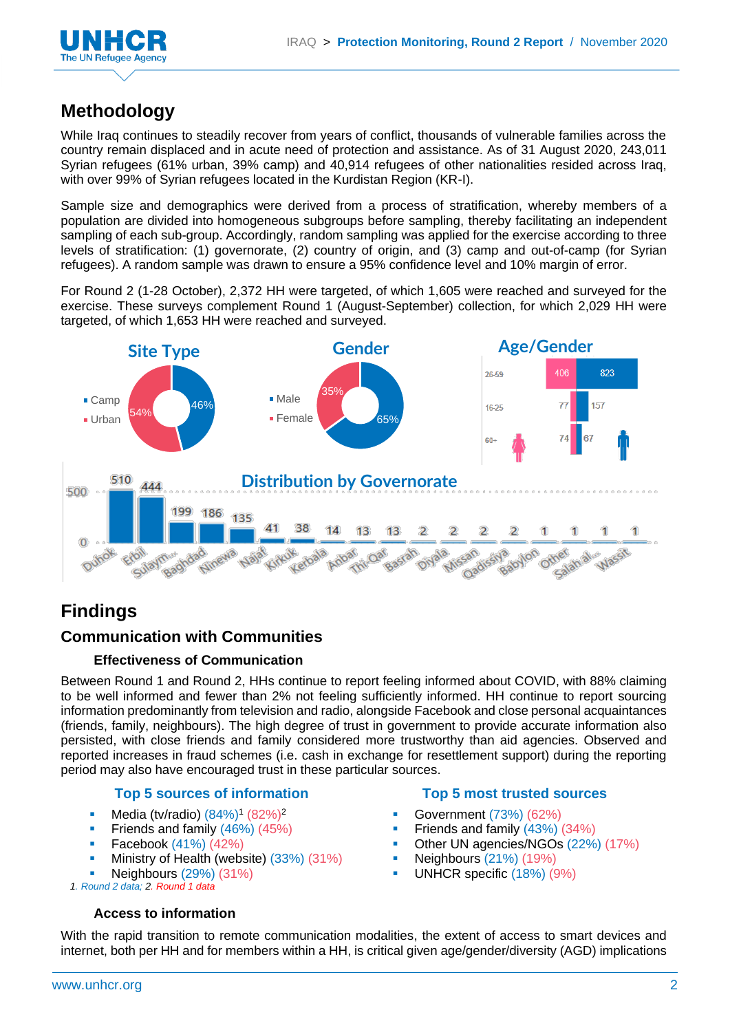## Methodology

While Iraq continues to steadily recover from years of conflict, thousands of vulnerable families across the country remain displaced and in acute need of protection and assistance. As of 31 August 2020, 243,011 Syrian refugees (61% urban, 39% camp) and 40,914 refugees of other nationalities resided across Iraq, with over 99% of Syrian refugees located in the Kurdistan Region (KR-I).

Sample size and demographics were derived from a process of stratification, whereby members of a population are divided into homogeneous subgroups before sampling, thereby facilitating an independent sampling of each sub-group. Accordingly, random sampling was applied for the exercise according to three levels of stratification: (1) governorate, (2) country of origin, and (3) camp and out-of-camp (for Syrian refugees). A random sample was drawn to ensure a 95% confidence level and 10% margin of error.

For Round 2 (1-28 October), 2,372 HH were targeted, of which 1,605 were reached and surveyed for the exercise. These surveys complement Round 1 (August-September) collection, for which 2,029 HH were targeted, of which 1,653 HH were reached and surveyed.

**Site Type**

- Camp: 46%
- Urban: 54%

**Gender**

- Male: 65%
- Female: 35%

**Age/Gender**

| Age | Female | Male |
|---|---|---|
| 26-59 | 406 | 823 |
| 16-25 | 77 | 157 |
| 60+ | 74 | 67 |

**Distribution by Governorate**

| Governorate | Count |
|---|---|
| Duhok | 510 |
| Erbil | 444 |
| Sulaym... | 199 |
| Baghdad | 186 |
| Ninewa | 135 |
| Najaf | 41 |
| Kirkuk | 38 |
| Kerbala | 14 |
| Anbar | 13 |
| Thi-Qar | 13 |
| Basrah | 2 |
| Diyala | 2 |
| Missan | 2 |
| Qadissiya | 2 |
| Babylon | 1 |
| Other | 1 |
| Salah al... | 1 |
| Wassit | 1 |

## Findings

### Communication with Communities

#### Effectiveness of Communication

Between Round 1 and Round 2, HHs continue to report feeling informed about COVID, with 88% claiming to be well informed and fewer than 2% not feeling sufficiently informed. HH continue to report sourcing information predominantly from television and radio, alongside Facebook and close personal acquaintances (friends, family, neighbours). The high degree of trust in government to provide accurate information also persisted, with close friends and family considered more trustworthy than aid agencies. Observed and reported increases in fraud schemes (i.e. cash in exchange for resettlement support) during the reporting period may also have encouraged trust in these particular sources.

**Top 5 sources of information**

- Media (tv/radio) (84%)[1] (82%)[2]
- Friends and family (46%) (45%)
- Facebook (41%) (42%)
- Ministry of Health (website) (33%) (31%)
- Neighbours (29%) (31%)

*1. Round 2 data; 2. Round 1 data*

**Top 5 most trusted sources**

- Government (73%) (62%)
- Friends and family (43%) (34%)
- Other UN agencies/NGOs (22%) (17%)
- Neighbours (21%) (19%)
- UNHCR specific (18%) (9%)

#### Access to information

With the rapid transition to remote communication modalities, the extent of access to smart devices and internet, both per HH and for members within a HH, is critical given age/gender/diversity (AGD) implications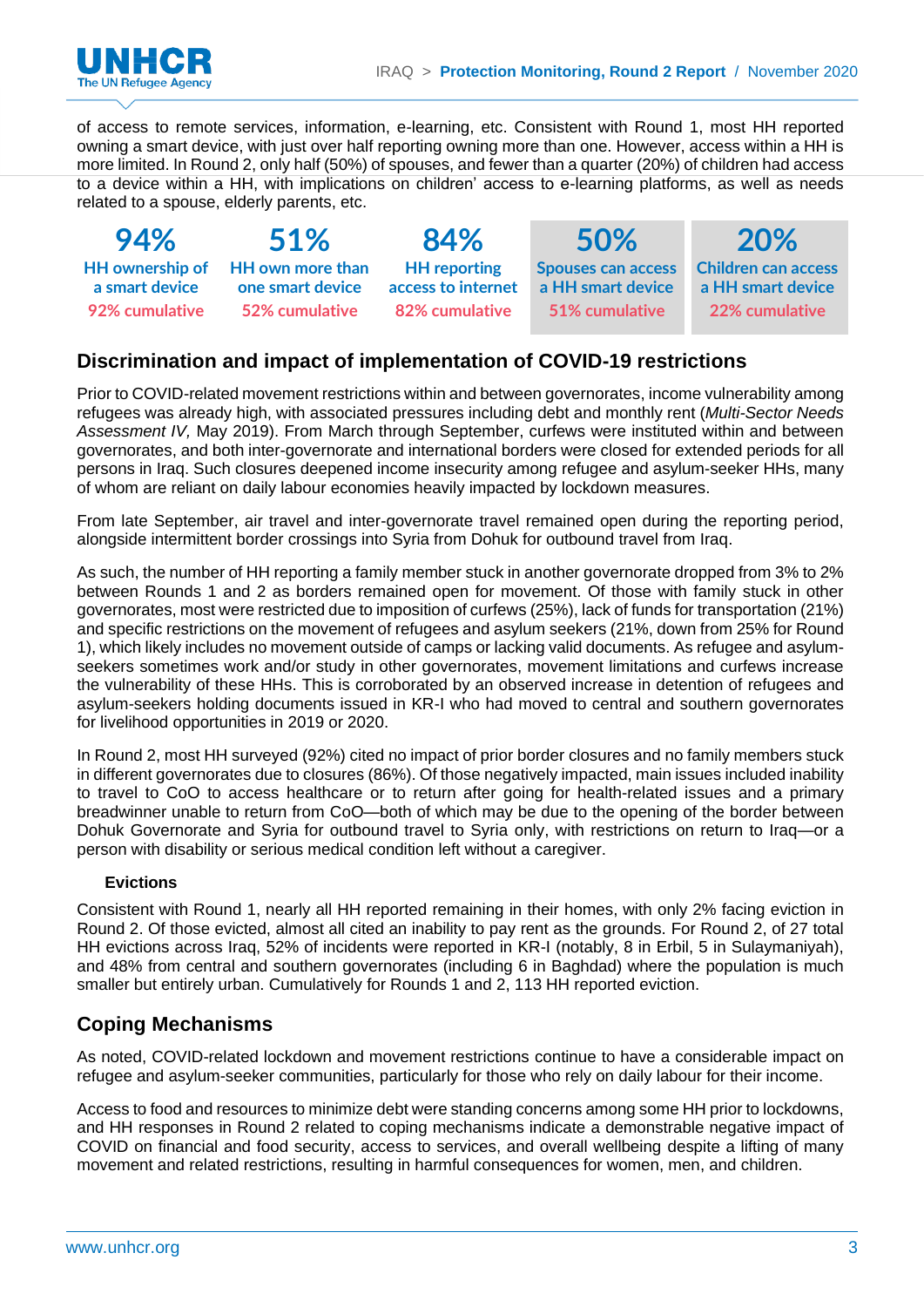of access to remote services, information, e-learning, etc. Consistent with Round 1, most HH reported owning a smart device, with just over half reporting owning more than one. However, access within a HH is more limited. In Round 2, only half (50%) of spouses, and fewer than a quarter (20%) of children had access to a device within a HH, with implications on children' access to e-learning platforms, as well as needs related to a spouse, elderly parents, etc.

| 94% | 51% | 84% | 50% | 20% |
|---|---|---|---|---|
| HH ownership of a smart device | HH own more than one smart device | HH reporting access to internet | Spouses can access a HH smart device | Children can access a HH smart device |
| 92% cumulative | 52% cumulative | 82% cumulative | 51% cumulative | 22% cumulative |

## Discrimination and impact of implementation of COVID-19 restrictions

Prior to COVID-related movement restrictions within and between governorates, income vulnerability among refugees was already high, with associated pressures including debt and monthly rent (*Multi-Sector Needs Assessment IV,* May 2019). From March through September, curfews were instituted within and between governorates, and both inter-governorate and international borders were closed for extended periods for all persons in Iraq. Such closures deepened income insecurity among refugee and asylum-seeker HHs, many of whom are reliant on daily labour economies heavily impacted by lockdown measures.

From late September, air travel and inter-governorate travel remained open during the reporting period, alongside intermittent border crossings into Syria from Dohuk for outbound travel from Iraq.

As such, the number of HH reporting a family member stuck in another governorate dropped from 3% to 2% between Rounds 1 and 2 as borders remained open for movement. Of those with family stuck in other governorates, most were restricted due to imposition of curfews (25%), lack of funds for transportation (21%) and specific restrictions on the movement of refugees and asylum seekers (21%, down from 25% for Round 1), which likely includes no movement outside of camps or lacking valid documents. As refugee and asylum-seekers sometimes work and/or study in other governorates, movement limitations and curfews increase the vulnerability of these HHs. This is corroborated by an observed increase in detention of refugees and asylum-seekers holding documents issued in KR-I who had moved to central and southern governorates for livelihood opportunities in 2019 or 2020.

In Round 2, most HH surveyed (92%) cited no impact of prior border closures and no family members stuck in different governorates due to closures (86%). Of those negatively impacted, main issues included inability to travel to CoO to access healthcare or to return after going for health-related issues and a primary breadwinner unable to return from CoO—both of which may be due to the opening of the border between Dohuk Governorate and Syria for outbound travel to Syria only, with restrictions on return to Iraq—or a person with disability or serious medical condition left without a caregiver.

### Evictions

Consistent with Round 1, nearly all HH reported remaining in their homes, with only 2% facing eviction in Round 2. Of those evicted, almost all cited an inability to pay rent as the grounds. For Round 2, of 27 total HH evictions across Iraq, 52% of incidents were reported in KR-I (notably, 8 in Erbil, 5 in Sulaymaniyah), and 48% from central and southern governorates (including 6 in Baghdad) where the population is much smaller but entirely urban. Cumulatively for Rounds 1 and 2, 113 HH reported eviction.

## Coping Mechanisms

As noted, COVID-related lockdown and movement restrictions continue to have a considerable impact on refugee and asylum-seeker communities, particularly for those who rely on daily labour for their income.

Access to food and resources to minimize debt were standing concerns among some HH prior to lockdowns, and HH responses in Round 2 related to coping mechanisms indicate a demonstrable negative impact of COVID on financial and food security, access to services, and overall wellbeing despite a lifting of many movement and related restrictions, resulting in harmful consequences for women, men, and children.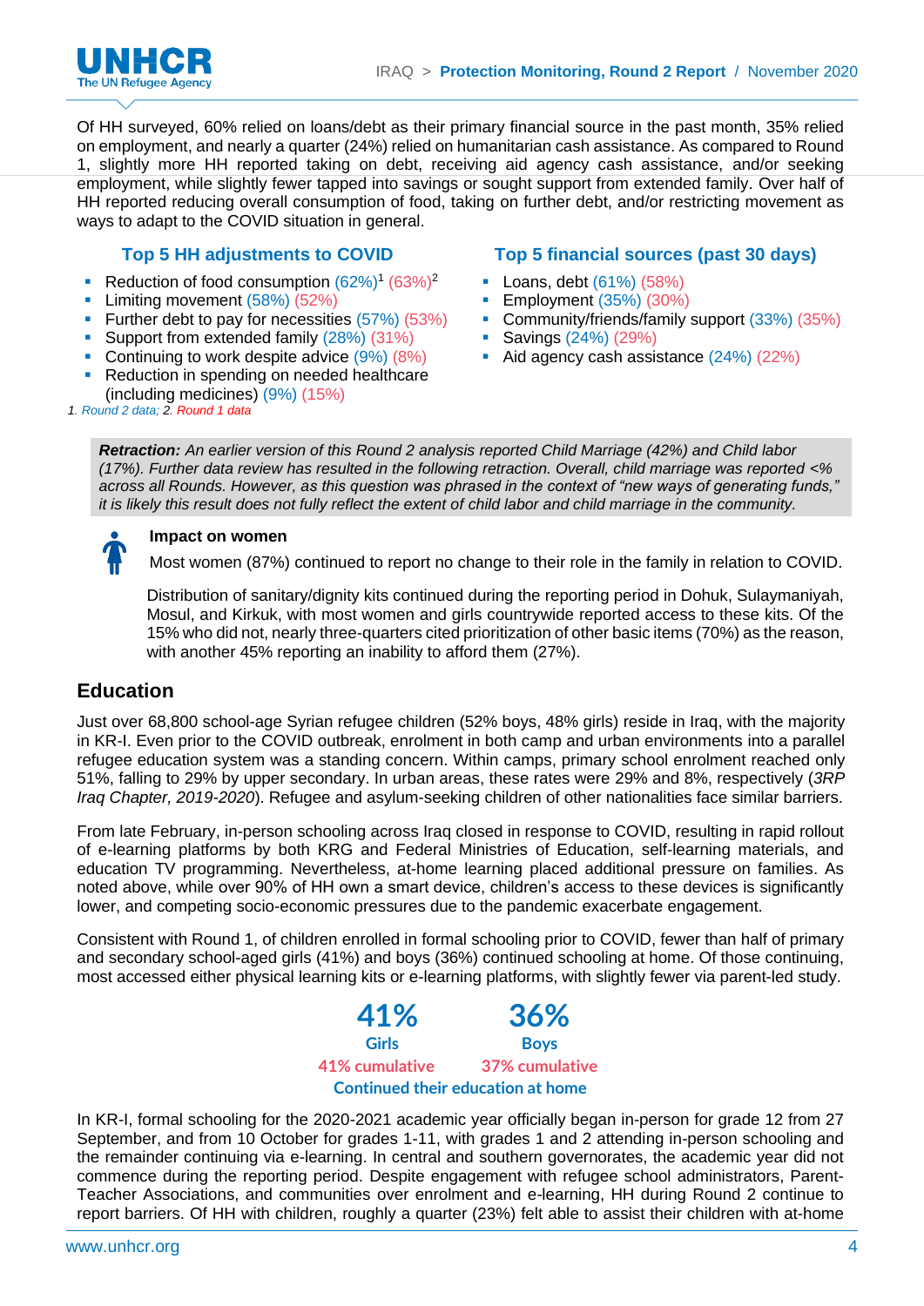Of HH surveyed, 60% relied on loans/debt as their primary financial source in the past month, 35% relied on employment, and nearly a quarter (24%) relied on humanitarian cash assistance. As compared to Round 1, slightly more HH reported taking on debt, receiving aid agency cash assistance, and/or seeking employment, while slightly fewer tapped into savings or sought support from extended family. Over half of HH reported reducing overall consumption of food, taking on further debt, and/or restricting movement as ways to adapt to the COVID situation in general.

### Top 5 HH adjustments to COVID

- Reduction of food consumption (62%)[1] (63%)[2]
- Limiting movement (58%) (52%)
- Further debt to pay for necessities (57%) (53%)
- Support from extended family (28%) (31%)
- Continuing to work despite advice (9%) (8%)
- Reduction in spending on needed healthcare (including medicines) (9%) (15%)

### Top 5 financial sources (past 30 days)

- Loans, debt (61%) (58%)
- Employment (35%) (30%)
- Community/friends/family support (33%) (35%)
- Savings (24%) (29%)
- Aid agency cash assistance (24%) (22%)

*1. Round 2 data; 2. Round 1 data*

***Retraction:*** *An earlier version of this Round 2 analysis reported Child Marriage (42%) and Child labor (17%). Further data review has resulted in the following retraction. Overall, child marriage was reported <% across all Rounds. However, as this question was phrased in the context of "new ways of generating funds," it is likely this result does not fully reflect the extent of child labor and child marriage in the community.*

**Impact on women**

Most women (87%) continued to report no change to their role in the family in relation to COVID.

Distribution of sanitary/dignity kits continued during the reporting period in Dohuk, Sulaymaniyah, Mosul, and Kirkuk, with most women and girls countrywide reported access to these kits. Of the 15% who did not, nearly three-quarters cited prioritization of other basic items (70%) as the reason, with another 45% reporting an inability to afford them (27%).

## Education

Just over 68,800 school-age Syrian refugee children (52% boys, 48% girls) reside in Iraq, with the majority in KR-I. Even prior to the COVID outbreak, enrolment in both camp and urban environments into a parallel refugee education system was a standing concern. Within camps, primary school enrolment reached only 51%, falling to 29% by upper secondary. In urban areas, these rates were 29% and 8%, respectively (*3RP Iraq Chapter, 2019-2020*). Refugee and asylum-seeking children of other nationalities face similar barriers.

From late February, in-person schooling across Iraq closed in response to COVID, resulting in rapid rollout of e-learning platforms by both KRG and Federal Ministries of Education, self-learning materials, and education TV programming. Nevertheless, at-home learning placed additional pressure on families. As noted above, while over 90% of HH own a smart device, children's access to these devices is significantly lower, and competing socio-economic pressures due to the pandemic exacerbate engagement.

Consistent with Round 1, of children enrolled in formal schooling prior to COVID, fewer than half of primary and secondary school-aged girls (41%) and boys (36%) continued schooling at home. Of those continuing, most accessed either physical learning kits or e-learning platforms, with slightly fewer via parent-led study.

| 41% | 36% |
|---|---|
| Girls | Boys |
| 41% cumulative | 37% cumulative |

**Continued their education at home**

In KR-I, formal schooling for the 2020-2021 academic year officially began in-person for grade 12 from 27 September, and from 10 October for grades 1-11, with grades 1 and 2 attending in-person schooling and the remainder continuing via e-learning. In central and southern governorates, the academic year did not commence during the reporting period. Despite engagement with refugee school administrators, Parent-Teacher Associations, and communities over enrolment and e-learning, HH during Round 2 continue to report barriers. Of HH with children, roughly a quarter (23%) felt able to assist their children with at-home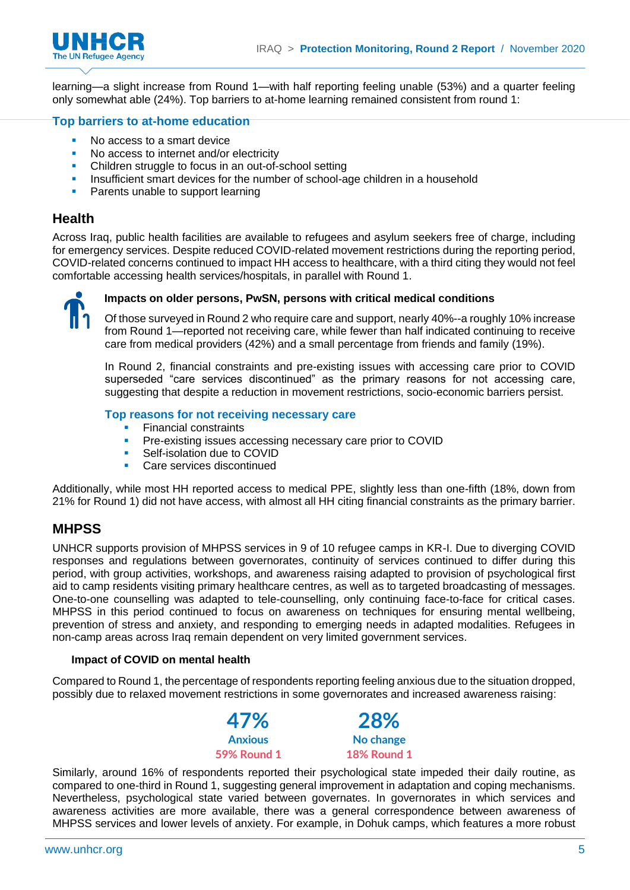learning—a slight increase from Round 1—with half reporting feeling unable (53%) and a quarter feeling only somewhat able (24%). Top barriers to at-home learning remained consistent from round 1:

### Top barriers to at-home education

- No access to a smart device
- No access to internet and/or electricity
- Children struggle to focus in an out-of-school setting
- Insufficient smart devices for the number of school-age children in a household
- Parents unable to support learning

## Health

Across Iraq, public health facilities are available to refugees and asylum seekers free of charge, including for emergency services. Despite reduced COVID-related movement restrictions during the reporting period, COVID-related concerns continued to impact HH access to healthcare, with a third citing they would not feel comfortable accessing health services/hospitals, in parallel with Round 1.

**Impacts on older persons, PwSN, persons with critical medical conditions**

Of those surveyed in Round 2 who require care and support, nearly 40%--a roughly 10% increase from Round 1—reported not receiving care, while fewer than half indicated continuing to receive care from medical providers (42%) and a small percentage from friends and family (19%).

In Round 2, financial constraints and pre-existing issues with accessing care prior to COVID superseded "care services discontinued" as the primary reasons for not accessing care, suggesting that despite a reduction in movement restrictions, socio-economic barriers persist.

### Top reasons for not receiving necessary care

- Financial constraints
- Pre-existing issues accessing necessary care prior to COVID
- Self-isolation due to COVID
- Care services discontinued

Additionally, while most HH reported access to medical PPE, slightly less than one-fifth (18%, down from 21% for Round 1) did not have access, with almost all HH citing financial constraints as the primary barrier.

## MHPSS

UNHCR supports provision of MHPSS services in 9 of 10 refugee camps in KR-I. Due to diverging COVID responses and regulations between governorates, continuity of services continued to differ during this period, with group activities, workshops, and awareness raising adapted to provision of psychological first aid to camp residents visiting primary healthcare centres, as well as to targeted broadcasting of messages. One-to-one counselling was adapted to tele-counselling, only continuing face-to-face for critical cases. MHPSS in this period continued to focus on awareness on techniques for ensuring mental wellbeing, prevention of stress and anxiety, and responding to emerging needs in adapted modalities. Refugees in non-camp areas across Iraq remain dependent on very limited government services.

**Impact of COVID on mental health**

Compared to Round 1, the percentage of respondents reporting feeling anxious due to the situation dropped, possibly due to relaxed movement restrictions in some governorates and increased awareness raising:

| 47% | 28% |
|---|---|
| Anxious | No change |
| 59% Round 1 | 18% Round 1 |

Similarly, around 16% of respondents reported their psychological state impeded their daily routine, as compared to one-third in Round 1, suggesting general improvement in adaptation and coping mechanisms. Nevertheless, psychological state varied between governates. In governorates in which services and awareness activities are more available, there was a general correspondence between awareness of MHPSS services and lower levels of anxiety. For example, in Dohuk camps, which features a more robust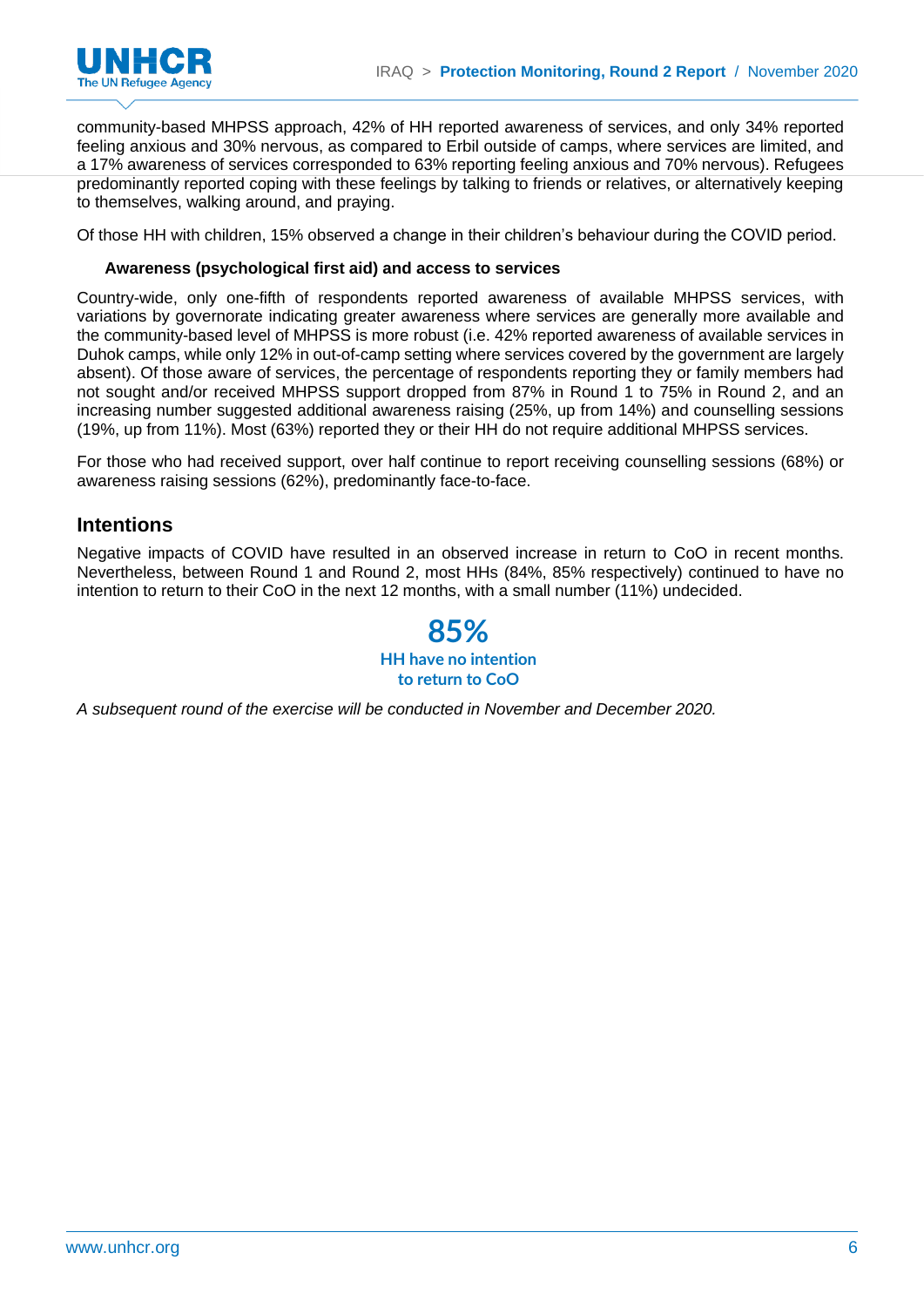community-based MHPSS approach, 42% of HH reported awareness of services, and only 34% reported feeling anxious and 30% nervous, as compared to Erbil outside of camps, where services are limited, and a 17% awareness of services corresponded to 63% reporting feeling anxious and 70% nervous). Refugees predominantly reported coping with these feelings by talking to friends or relatives, or alternatively keeping to themselves, walking around, and praying.

Of those HH with children, 15% observed a change in their children's behaviour during the COVID period.

**Awareness (psychological first aid) and access to services**

Country-wide, only one-fifth of respondents reported awareness of available MHPSS services, with variations by governorate indicating greater awareness where services are generally more available and the community-based level of MHPSS is more robust (i.e. 42% reported awareness of available services in Duhok camps, while only 12% in out-of-camp setting where services covered by the government are largely absent). Of those aware of services, the percentage of respondents reporting they or family members had not sought and/or received MHPSS support dropped from 87% in Round 1 to 75% in Round 2, and an increasing number suggested additional awareness raising (25%, up from 14%) and counselling sessions (19%, up from 11%). Most (63%) reported they or their HH do not require additional MHPSS services.

For those who had received support, over half continue to report receiving counselling sessions (68%) or awareness raising sessions (62%), predominantly face-to-face.

## Intentions

Negative impacts of COVID have resulted in an observed increase in return to CoO in recent months. Nevertheless, between Round 1 and Round 2, most HHs (84%, 85% respectively) continued to have no intention to return to their CoO in the next 12 months, with a small number (11%) undecided.

**85%**
**HH have no intention to return to CoO**

*A subsequent round of the exercise will be conducted in November and December 2020.*